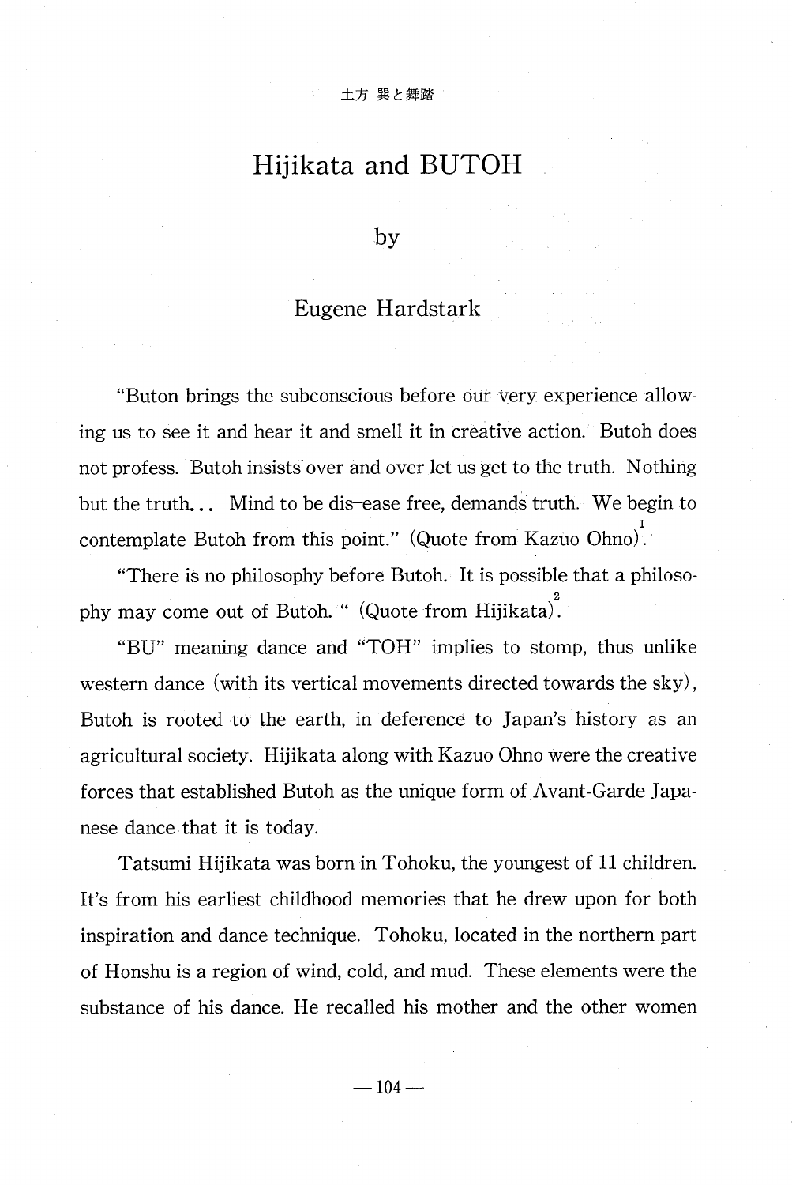土方 巽と舞踏

# Hijikata and BUTOH

by

Eugene Hardstark

"Buton brings the subconscious before our very experience allowing us to see it and hear it and smell it in creative action. Butoh does not profess. Butoh insists over and over let us get to the truth. Nothing but the truth... Mind to be dis-ease free, demands truth. We begin to contemplate Butoh from this point." (Quote from Kazuo Ohno)[1].

"There is no philosophy before Butoh. It is possible that a philosophy may come out of Butoh. " (Quote from Hijikata)[2].

"BU" meaning dance and "TOH" implies to stomp, thus unlike western dance (with its vertical movements directed towards the sky), Butoh is rooted to the earth, in deference to Japan's history as an agricultural society. Hijikata along with Kazuo Ohno were the creative forces that established Butoh as the unique form of Avant-Garde Japanese dance that it is today.

Tatsumi Hijikata was born in Tohoku, the youngest of 11 children. It's from his earliest childhood memories that he drew upon for both inspiration and dance technique. Tohoku, located in the northern part of Honshu is a region of wind, cold, and mud. These elements were the substance of his dance. He recalled his mother and the other women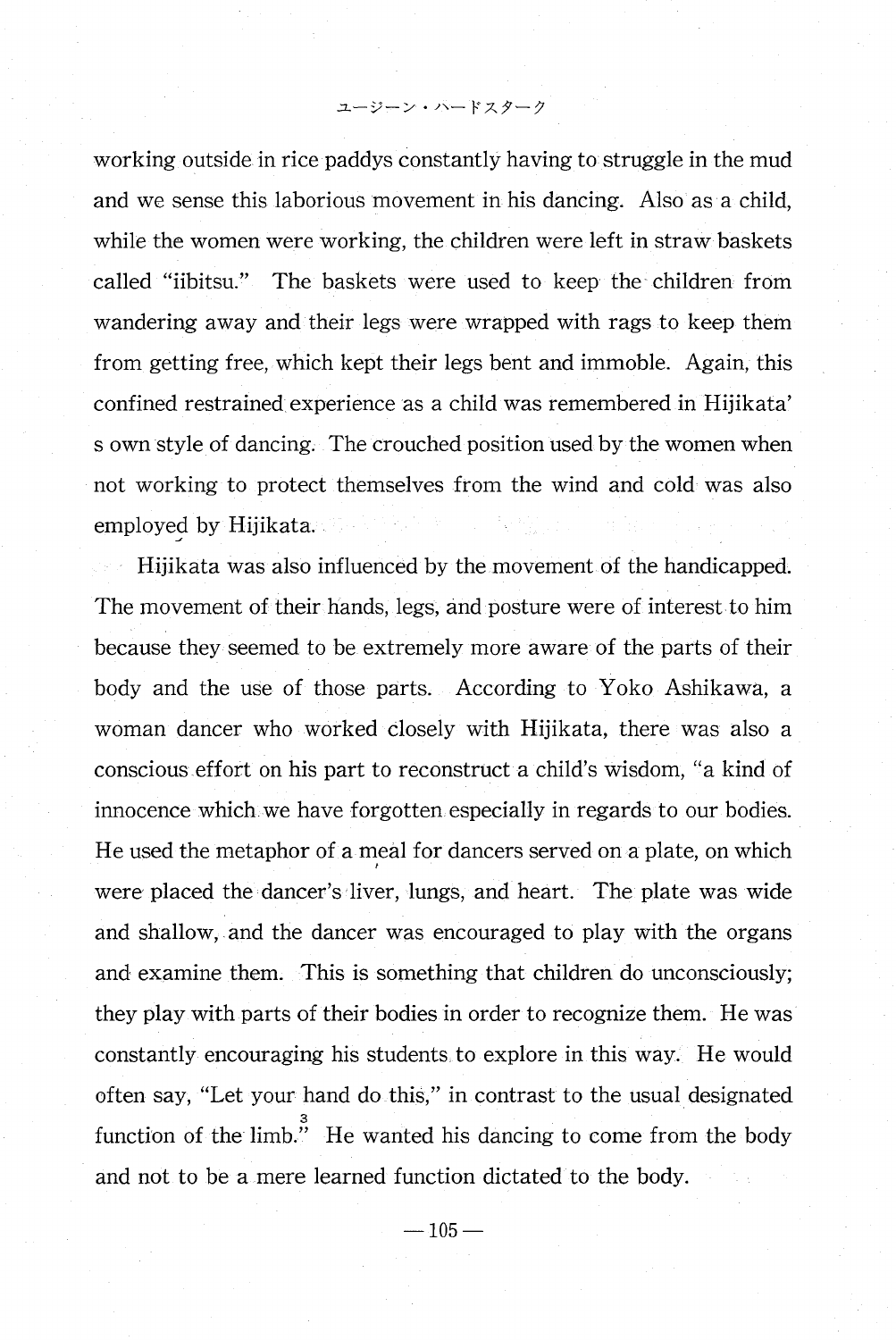working outside in rice paddys constantly having to struggle in the mud and we sense this laborious movement in his dancing. Also as a child, while the women were working, the children were left in straw baskets called "iibitsu." The baskets were used to keep the children from wandering away and their legs were wrapped with rags to keep them from getting free, which kept their legs bent and immoble. Again, this confined restrained experience as a child was remembered in Hijikata's own style of dancing. The crouched position used by the women when not working to protect themselves from the wind and cold was also employed by Hijikata.

Hijikata was also influenced by the movement of the handicapped. The movement of their hands, legs, and posture were of interest to him because they seemed to be extremely more aware of the parts of their body and the use of those parts. According to Yoko Ashikawa, a woman dancer who worked closely with Hijikata, there was also a conscious effort on his part to reconstruct a child's wisdom, "a kind of innocence which we have forgotten especially in regards to our bodies. He used the metaphor of a meal for dancers served on a plate, on which were placed the dancer's liver, lungs, and heart. The plate was wide and shallow, and the dancer was encouraged to play with the organs and examine them. This is something that children do unconsciously; they play with parts of their bodies in order to recognize them. He was constantly encouraging his students to explore in this way. He would often say, "Let your hand do this," in contrast to the usual designated function of the limb."[3] He wanted his dancing to come from the body and not to be a mere learned function dictated to the body.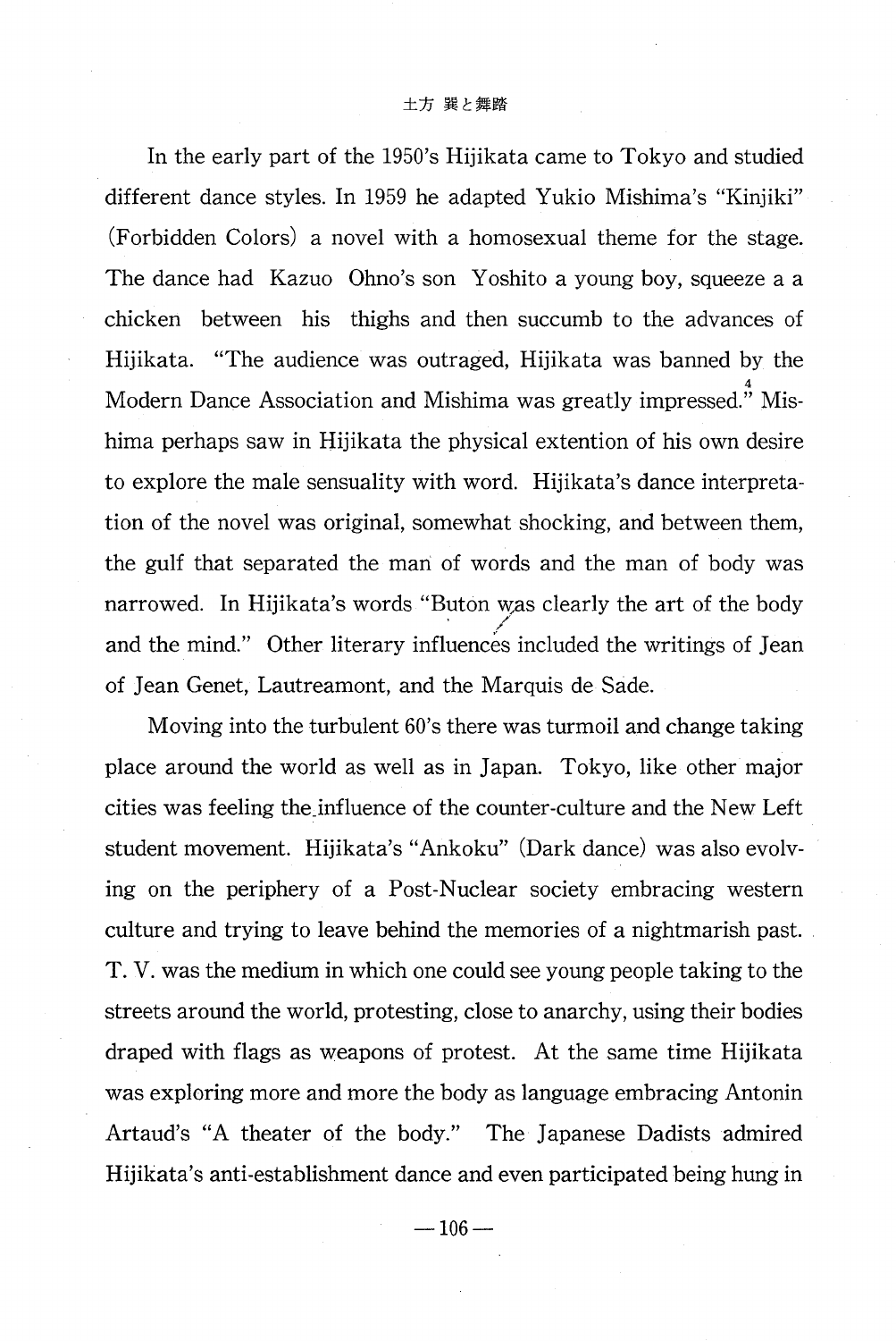In the early part of the 1950's Hijikata came to Tokyo and studied different dance styles. In 1959 he adapted Yukio Mishima's "Kinjiki" (Forbidden Colors) a novel with a homosexual theme for the stage. The dance had Kazuo Ohno's son Yoshito a young boy, squeeze a a chicken between his thighs and then succumb to the advances of Hijikata. "The audience was outraged, Hijikata was banned by the Modern Dance Association and Mishima was greatly impressed."[4] Mishima perhaps saw in Hijikata the physical extention of his own desire to explore the male sensuality with word. Hijikata's dance interpretation of the novel was original, somewhat shocking, and between them, the gulf that separated the man of words and the man of body was narrowed. In Hijikata's words "Butōn was clearly the art of the body and the mind." Other literary influences included the writings of Jean of Jean Genet, Lautreamont, and the Marquis de Sade.

Moving into the turbulent 60's there was turmoil and change taking place around the world as well as in Japan. Tokyo, like other major cities was feeling the influence of the counter-culture and the New Left student movement. Hijikata's "Ankoku" (Dark dance) was also evolving on the periphery of a Post-Nuclear society embracing western culture and trying to leave behind the memories of a nightmarish past. T. V. was the medium in which one could see young people taking to the streets around the world, protesting, close to anarchy, using their bodies draped with flags as weapons of protest. At the same time Hijikata was exploring more and more the body as language embracing Antonin Artaud's "A theater of the body." The Japanese Dadists admired Hijikata's anti-establishment dance and even participated being hung in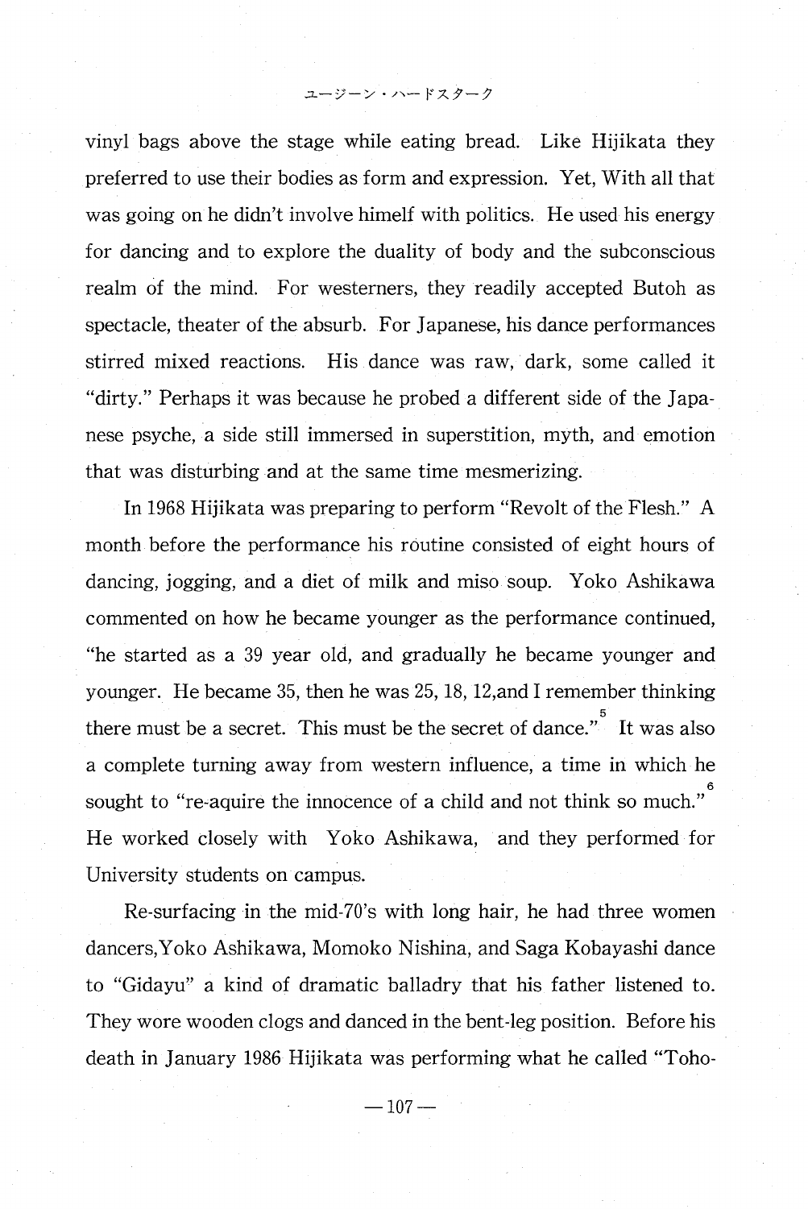vinyl bags above the stage while eating bread. Like Hijikata they preferred to use their bodies as form and expression. Yet, With all that was going on he didn't involve himelf with politics. He used his energy for dancing and to explore the duality of body and the subconscious realm of the mind. For westerners, they readily accepted Butoh as spectacle, theater of the absurb. For Japanese, his dance performances stirred mixed reactions. His dance was raw, dark, some called it "dirty." Perhaps it was because he probed a different side of the Japanese psyche, a side still immersed in superstition, myth, and emotion that was disturbing and at the same time mesmerizing.

In 1968 Hijikata was preparing to perform "Revolt of the Flesh." A month before the performance his routine consisted of eight hours of dancing, jogging, and a diet of milk and miso soup. Yoko Ashikawa commented on how he became younger as the performance continued, "he started as a 39 year old, and gradually he became younger and younger. He became 35, then he was 25, 18, 12,and I remember thinking there must be a secret. This must be the secret of dance."[5] It was also a complete turning away from western influence, a time in which he sought to "re-aquire the innocence of a child and not think so much."[6] He worked closely with Yoko Ashikawa, and they performed for University students on campus.

Re-surfacing in the mid-70's with long hair, he had three women dancers,Yoko Ashikawa, Momoko Nishina, and Saga Kobayashi dance to "Gidayu" a kind of dramatic balladry that his father listened to. They wore wooden clogs and danced in the bent-leg position. Before his death in January 1986 Hijikata was performing what he called "Toho-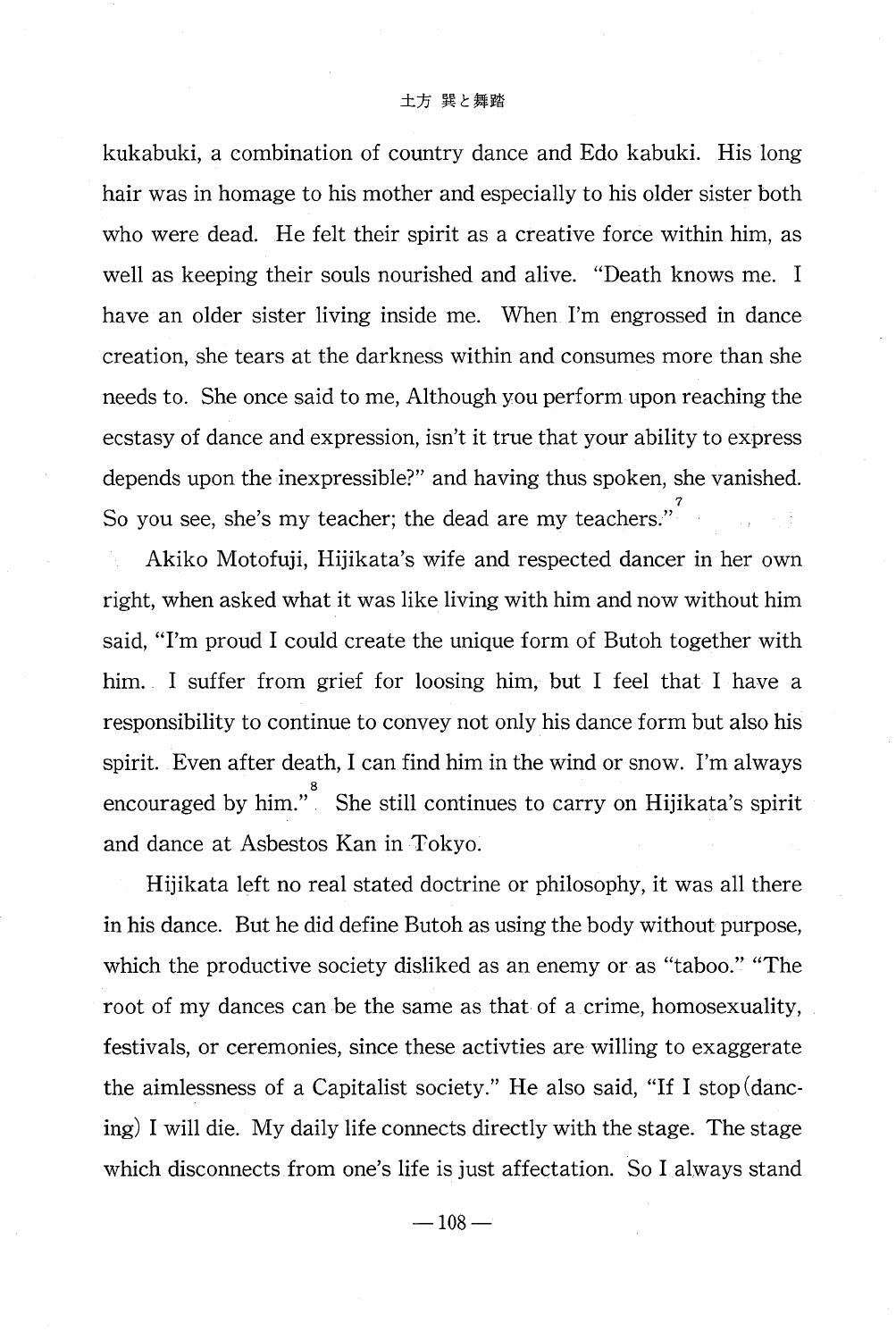kukabuki, a combination of country dance and Edo kabuki. His long hair was in homage to his mother and especially to his older sister both who were dead. He felt their spirit as a creative force within him, as well as keeping their souls nourished and alive. "Death knows me. I have an older sister living inside me. When I'm engrossed in dance creation, she tears at the darkness within and consumes more than she needs to. She once said to me, Although you perform upon reaching the ecstasy of dance and expression, isn't it true that your ability to express depends upon the inexpressible?" and having thus spoken, she vanished. So you see, she's my teacher; the dead are my teachers."[7]

Akiko Motofuji, Hijikata's wife and respected dancer in her own right, when asked what it was like living with him and now without him said, "I'm proud I could create the unique form of Butoh together with him. I suffer from grief for loosing him, but I feel that I have a responsibility to continue to convey not only his dance form but also his spirit. Even after death, I can find him in the wind or snow. I'm always encouraged by him."[8] She still continues to carry on Hijikata's spirit and dance at Asbestos Kan in Tokyo.

Hijikata left no real stated doctrine or philosophy, it was all there in his dance. But he did define Butoh as using the body without purpose, which the productive society disliked as an enemy or as "taboo." "The root of my dances can be the same as that of a crime, homosexuality, festivals, or ceremonies, since these activties are willing to exaggerate the aimlessness of a Capitalist society." He also said, "If I stop (dancing) I will die. My daily life connects directly with the stage. The stage which disconnects from one's life is just affectation. So I always stand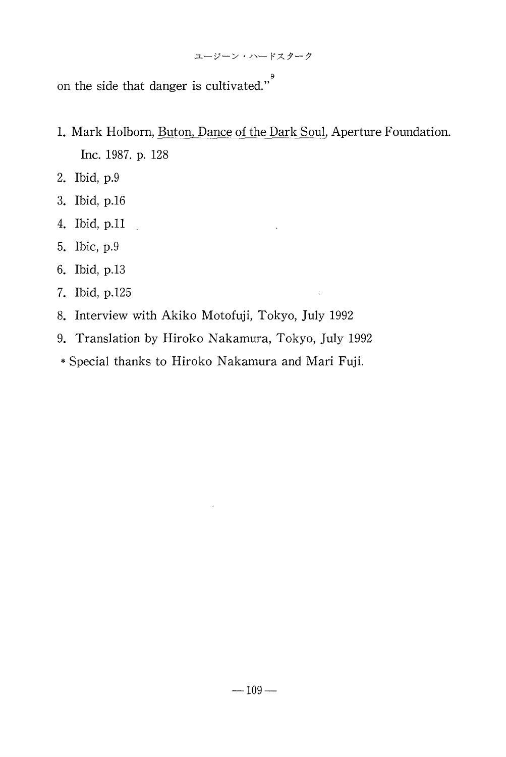on the side that danger is cultivated."[9]

1. Mark Holborn, Buton, Dance of the Dark Soul, Aperture Foundation. Inc. 1987. p. 128
2. Ibid, p.9
3. Ibid, p.16
4. Ibid, p.11
5. Ibic, p.9
6. Ibid, p.13
7. Ibid, p.125
8. Interview with Akiko Motofuji, Tokyo, July 1992
9. Translation by Hiroko Nakamura, Tokyo, July 1992

* Special thanks to Hiroko Nakamura and Mari Fuji.